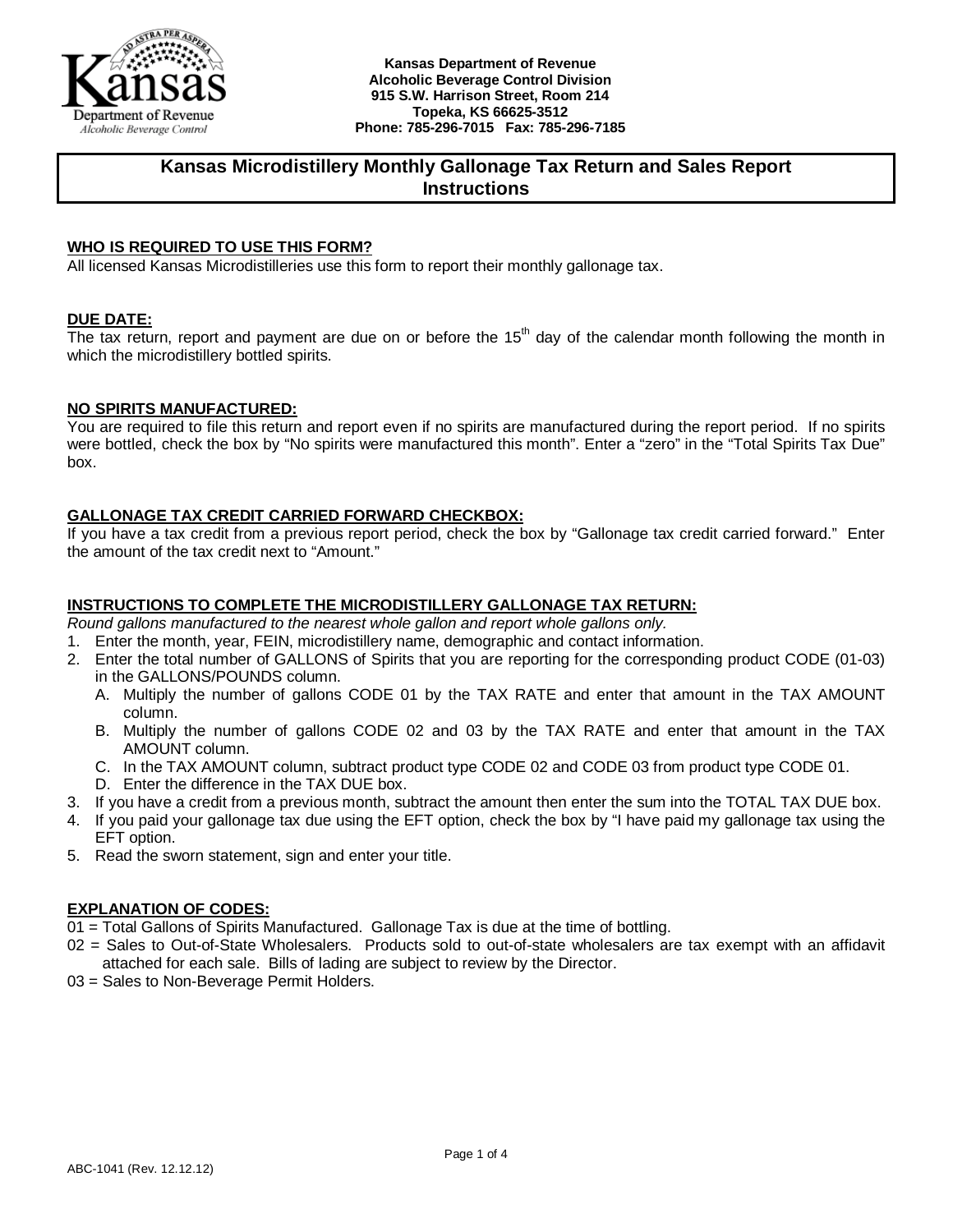Kansas Department of Revenue
Alcoholic Beverage Control Division
915 S.W. Harrison Street, Room 214
Topeka, KS 66625-3512
Phone: 785-296-7015 Fax: 785-296-7185

# Kansas Microdistillery Monthly Gallonage Tax Return and Sales Report Instructions

## WHO IS REQUIRED TO USE THIS FORM?

All licensed Kansas Microdistilleries use this form to report their monthly gallonage tax.

## DUE DATE:

The tax return, report and payment are due on or before the 15th day of the calendar month following the month in which the microdistillery bottled spirits.

## NO SPIRITS MANUFACTURED:

You are required to file this return and report even if no spirits are manufactured during the report period. If no spirits were bottled, check the box by "No spirits were manufactured this month". Enter a "zero" in the "Total Spirits Tax Due" box.

## GALLONAGE TAX CREDIT CARRIED FORWARD CHECKBOX:

If you have a tax credit from a previous report period, check the box by "Gallonage tax credit carried forward." Enter the amount of the tax credit next to "Amount."

## INSTRUCTIONS TO COMPLETE THE MICRODISTILLERY GALLONAGE TAX RETURN:

*Round gallons manufactured to the nearest whole gallon and report whole gallons only.*

1. Enter the month, year, FEIN, microdistillery name, demographic and contact information.
2. Enter the total number of GALLONS of Spirits that you are reporting for the corresponding product CODE (01-03) in the GALLONS/POUNDS column.
   A. Multiply the number of gallons CODE 01 by the TAX RATE and enter that amount in the TAX AMOUNT column.
   B. Multiply the number of gallons CODE 02 and 03 by the TAX RATE and enter that amount in the TAX AMOUNT column.
   C. In the TAX AMOUNT column, subtract product type CODE 02 and CODE 03 from product type CODE 01.
   D. Enter the difference in the TAX DUE box.
3. If you have a credit from a previous month, subtract the amount then enter the sum into the TOTAL TAX DUE box.
4. If you paid your gallonage tax due using the EFT option, check the box by "I have paid my gallonage tax using the EFT option.
5. Read the sworn statement, sign and enter your title.

## EXPLANATION OF CODES:

01 = Total Gallons of Spirits Manufactured. Gallonage Tax is due at the time of bottling.

02 = Sales to Out-of-State Wholesalers. Products sold to out-of-state wholesalers are tax exempt with an affidavit attached for each sale. Bills of lading are subject to review by the Director.

03 = Sales to Non-Beverage Permit Holders.

ABC-1041 (Rev. 12.12.12)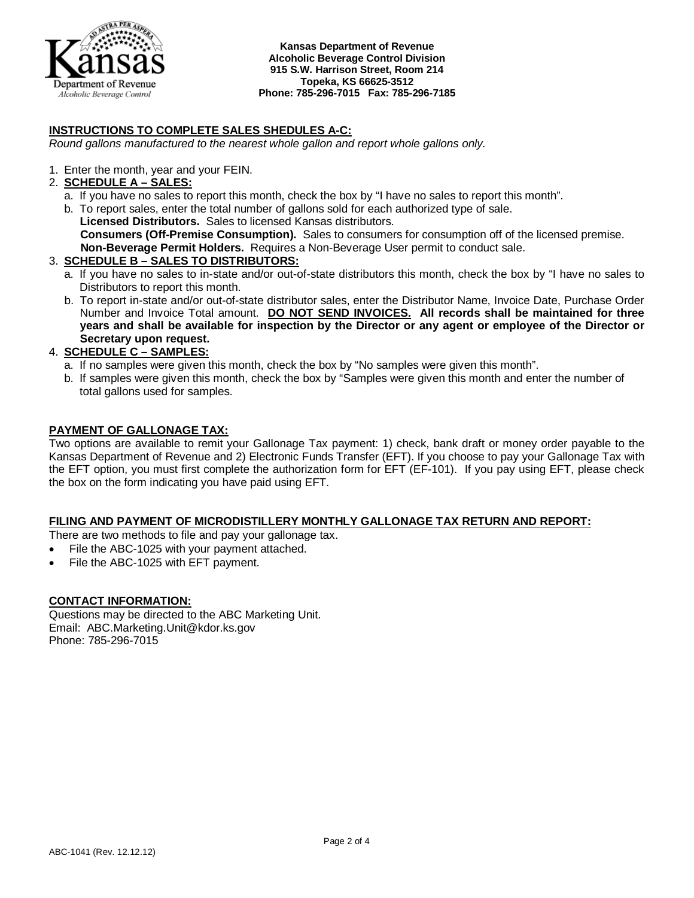Kansas Department of Revenue
Alcoholic Beverage Control Division
915 S.W. Harrison Street, Room 214
Topeka, KS 66625-3512
Phone: 785-296-7015 Fax: 785-296-7185

## INSTRUCTIONS TO COMPLETE SALES SHEDULES A-C:

*Round gallons manufactured to the nearest whole gallon and report whole gallons only.*

1. Enter the month, year and your FEIN.
2. **SCHEDULE A – SALES:**
   a. If you have no sales to report this month, check the box by "I have no sales to report this month".
   b. To report sales, enter the total number of gallons sold for each authorized type of sale.
      **Licensed Distributors.** Sales to licensed Kansas distributors.
      **Consumers (Off-Premise Consumption).** Sales to consumers for consumption off of the licensed premise.
      **Non-Beverage Permit Holders.** Requires a Non-Beverage User permit to conduct sale.
3. **SCHEDULE B – SALES TO DISTRIBUTORS:**
   a. If you have no sales to in-state and/or out-of-state distributors this month, check the box by "I have no sales to Distributors to report this month.
   b. To report in-state and/or out-of-state distributor sales, enter the Distributor Name, Invoice Date, Purchase Order Number and Invoice Total amount. **DO NOT SEND INVOICES. All records shall be maintained for three years and shall be available for inspection by the Director or any agent or employee of the Director or Secretary upon request.**
4. **SCHEDULE C – SAMPLES:**
   a. If no samples were given this month, check the box by "No samples were given this month".
   b. If samples were given this month, check the box by "Samples were given this month and enter the number of total gallons used for samples.

## PAYMENT OF GALLONAGE TAX:

Two options are available to remit your Gallonage Tax payment: 1) check, bank draft or money order payable to the Kansas Department of Revenue and 2) Electronic Funds Transfer (EFT). If you choose to pay your Gallonage Tax with the EFT option, you must first complete the authorization form for EFT (EF-101). If you pay using EFT, please check the box on the form indicating you have paid using EFT.

## FILING AND PAYMENT OF MICRODISTILLERY MONTHLY GALLONAGE TAX RETURN AND REPORT:

There are two methods to file and pay your gallonage tax.

- File the ABC-1025 with your payment attached.
- File the ABC-1025 with EFT payment.

## CONTACT INFORMATION:

Questions may be directed to the ABC Marketing Unit.
Email: ABC.Marketing.Unit@kdor.ks.gov
Phone: 785-296-7015

ABC-1041 (Rev. 12.12.12)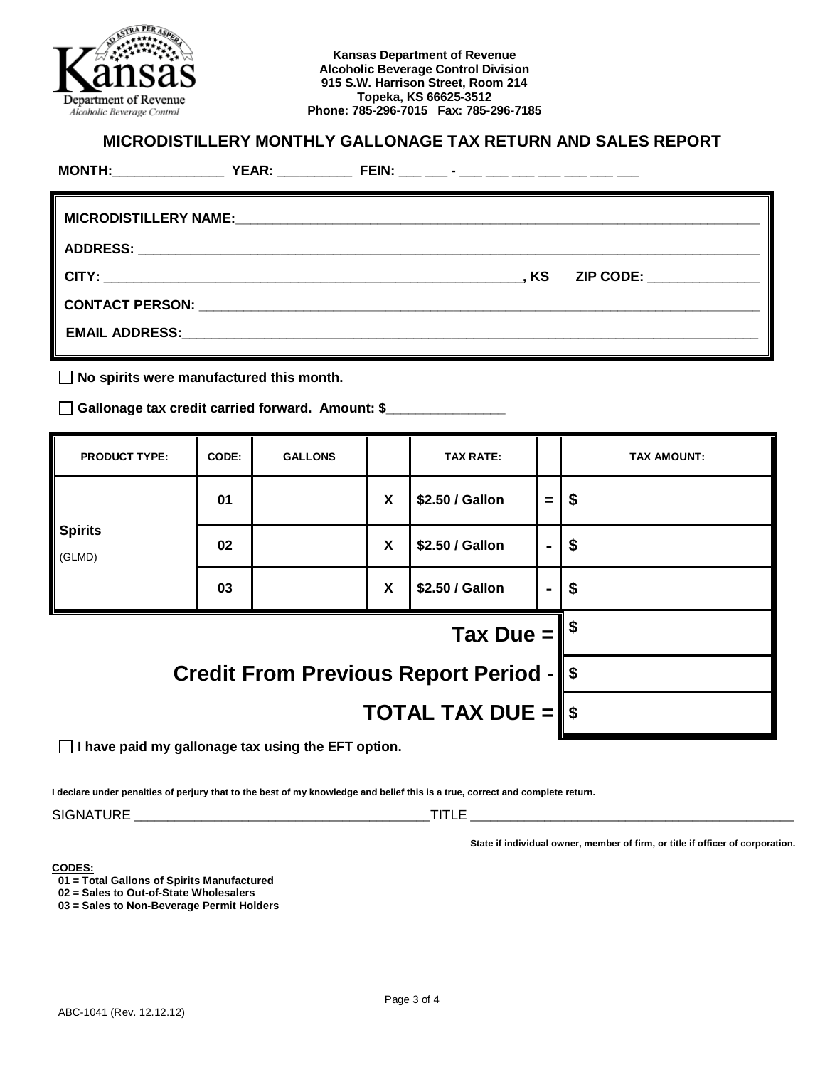Kansas Department of Revenue
Alcoholic Beverage Control Division
915 S.W. Harrison Street, Room 214
Topeka, KS 66625-3512
Phone: 785-296-7015 Fax: 785-296-7185

## MICRODISTILLERY MONTHLY GALLONAGE TAX RETURN AND SALES REPORT

**MONTH:**_______________ **YEAR:** __________ **FEIN:** ___ ___ - ___ ___ ___ ___ ___ ___ ___

**MICRODISTILLERY NAME:**_______________________________________________

**ADDRESS:** _______________________________________________

**CITY:** ___________________________________, **KS** **ZIP CODE:** _______________

**CONTACT PERSON:** _______________________________________________

**EMAIL ADDRESS:**_______________________________________________

☐ **No spirits were manufactured this month.**

☐ **Gallonage tax credit carried forward. Amount: $**________________

| PRODUCT TYPE: | CODE: | GALLONS | | TAX RATE: | | TAX AMOUNT: |
|---|---|---|---|---|---|---|
| **Spirits** (GLMD) | 01 | | X | $2.50 / Gallon | = | $ |
| | 02 | | X | $2.50 / Gallon | - | $ |
| | 03 | | X | $2.50 / Gallon | - | $ |
| | | | | | **Tax Due =** | $ |
| | | | | | **Credit From Previous Report Period -** | $ |
| | | | | | **TOTAL TAX DUE =** | $ |

☐ **I have paid my gallonage tax using the EFT option.**

**I declare under penalties of perjury that to the best of my knowledge and belief this is a true, correct and complete return.**

SIGNATURE ________________________________________TITLE ____________________________________________

**State if individual owner, member of firm, or title if officer of corporation.**

**CODES:**

**01 = Total Gallons of Spirits Manufactured**
**02 = Sales to Out-of-State Wholesalers**
**03 = Sales to Non-Beverage Permit Holders**

ABC-1041 (Rev. 12.12.12)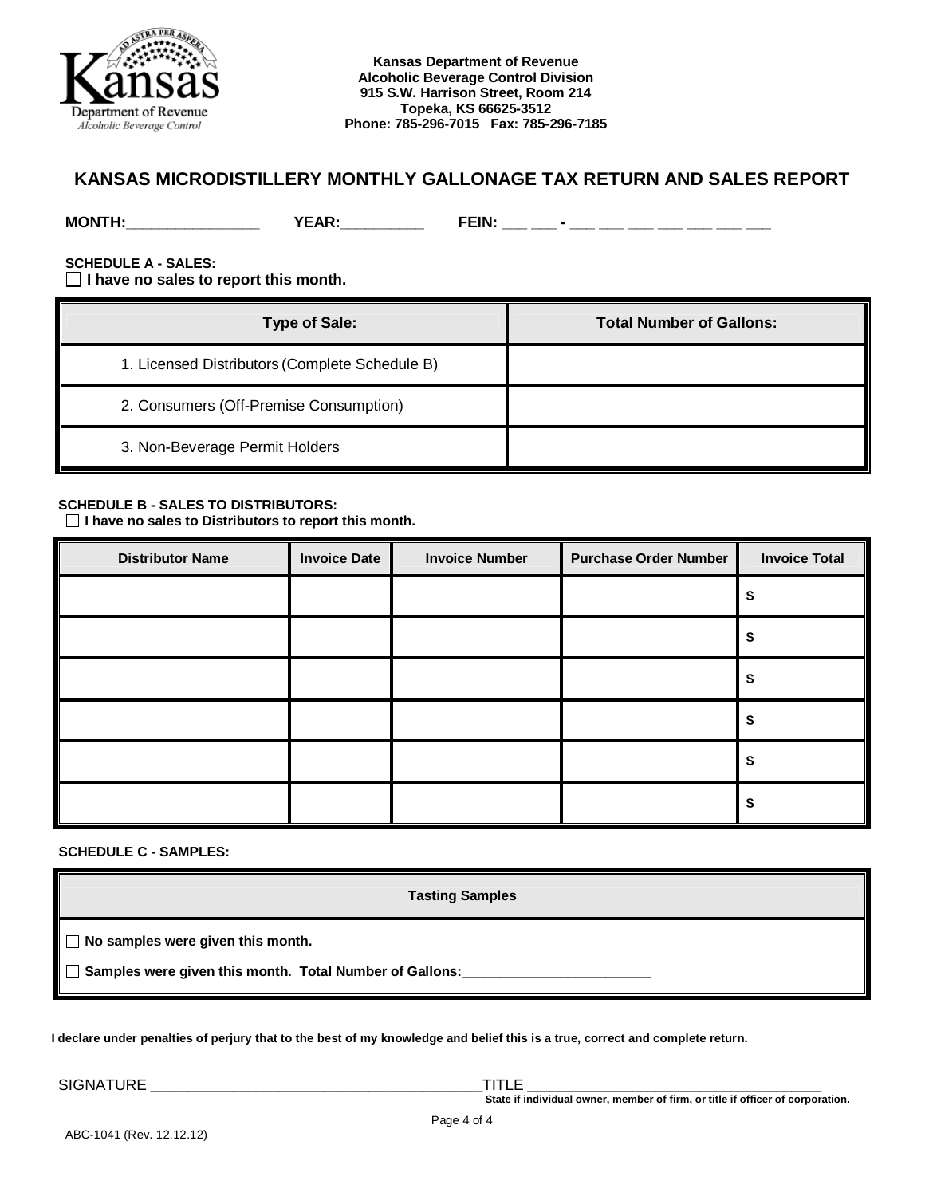Kansas Department of Revenue
Alcoholic Beverage Control Division
915 S.W. Harrison Street, Room 214
Topeka, KS 66625-3512
Phone: 785-296-7015 Fax: 785-296-7185

# KANSAS MICRODISTILLERY MONTHLY GALLONAGE TAX RETURN AND SALES REPORT

**MONTH:**________________ **YEAR:**__________ **FEIN:** ___ ___ - ___ ___ ___ ___ ___ ___ ___

**SCHEDULE A - SALES:**
☐ **I have no sales to report this month.**

| Type of Sale: | Total Number of Gallons: |
|---|---|
| 1. Licensed Distributors (Complete Schedule B) | |
| 2. Consumers (Off-Premise Consumption) | |
| 3. Non-Beverage Permit Holders | |

**SCHEDULE B - SALES TO DISTRIBUTORS:**
☐ **I have no sales to Distributors to report this month.**

| Distributor Name | Invoice Date | Invoice Number | Purchase Order Number | Invoice Total |
|---|---|---|---|---|
| | | | | $ |
| | | | | $ |
| | | | | $ |
| | | | | $ |
| | | | | $ |
| | | | | $ |

**SCHEDULE C - SAMPLES:**

| Tasting Samples |
|---|
| ☐ **No samples were given this month.** |
| ☐ **Samples were given this month. Total Number of Gallons:**________________________ |

**I declare under penalties of perjury that to the best of my knowledge and belief this is a true, correct and complete return.**

SIGNATURE ________________________________________ TITLE ___________________________________
**State if individual owner, member of firm, or title if officer of corporation.**

ABC-1041 (Rev. 12.12.12)